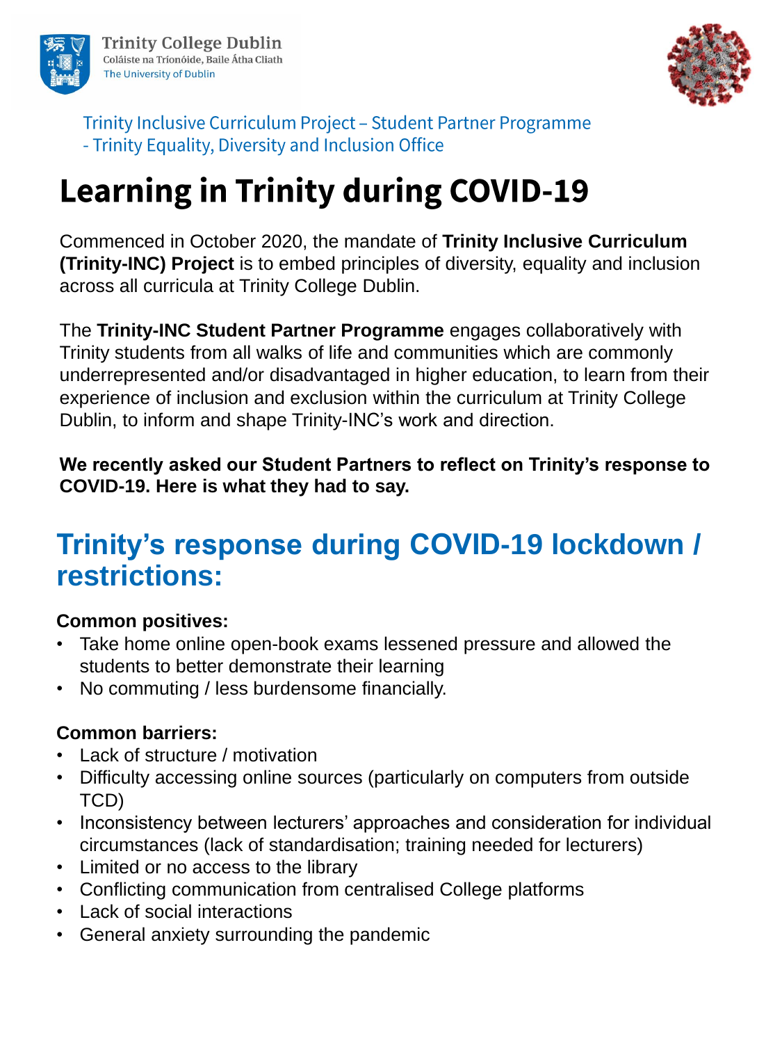Trinity College Dublin
Coláiste na Tríonóide, Baile Átha Cliath
The University of Dublin

Trinity Inclusive Curriculum Project – Student Partner Programme
- Trinity Equality, Diversity and Inclusion Office

# Learning in Trinity during COVID-19

Commenced in October 2020, the mandate of **Trinity Inclusive Curriculum (Trinity-INC) Project** is to embed principles of diversity, equality and inclusion across all curricula at Trinity College Dublin.

The **Trinity-INC Student Partner Programme** engages collaboratively with Trinity students from all walks of life and communities which are commonly underrepresented and/or disadvantaged in higher education, to learn from their experience of inclusion and exclusion within the curriculum at Trinity College Dublin, to inform and shape Trinity-INC's work and direction.

**We recently asked our Student Partners to reflect on Trinity's response to COVID-19. Here is what they had to say.**

## Trinity's response during COVID-19 lockdown / restrictions:

**Common positives:**

- Take home online open-book exams lessened pressure and allowed the students to better demonstrate their learning
- No commuting / less burdensome financially.

**Common barriers:**

- Lack of structure / motivation
- Difficulty accessing online sources (particularly on computers from outside TCD)
- Inconsistency between lecturers' approaches and consideration for individual circumstances (lack of standardisation; training needed for lecturers)
- Limited or no access to the library
- Conflicting communication from centralised College platforms
- Lack of social interactions
- General anxiety surrounding the pandemic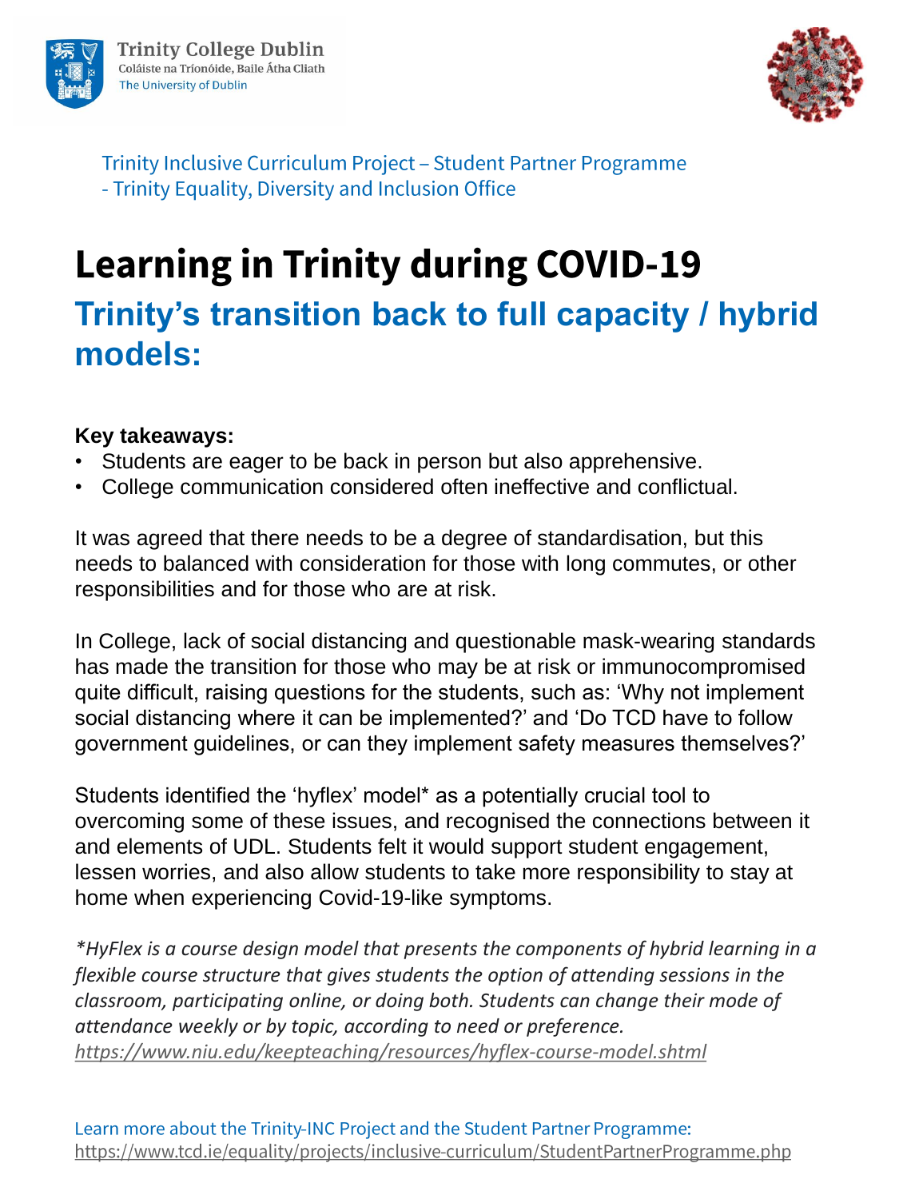Trinity College Dublin
Coláiste na Tríonóide, Baile Átha Cliath
The University of Dublin

Trinity Inclusive Curriculum Project – Student Partner Programme
- Trinity Equality, Diversity and Inclusion Office

# Learning in Trinity during COVID-19

## Trinity's transition back to full capacity / hybrid models:

**Key takeaways:**

- Students are eager to be back in person but also apprehensive.
- College communication considered often ineffective and conflictual.

It was agreed that there needs to be a degree of standardisation, but this needs to balanced with consideration for those with long commutes, or other responsibilities and for those who are at risk.

In College, lack of social distancing and questionable mask-wearing standards has made the transition for those who may be at risk or immunocompromised quite difficult, raising questions for the students, such as: 'Why not implement social distancing where it can be implemented?' and 'Do TCD have to follow government guidelines, or can they implement safety measures themselves?'

Students identified the 'hyflex' model* as a potentially crucial tool to overcoming some of these issues, and recognised the connections between it and elements of UDL. Students felt it would support student engagement, lessen worries, and also allow students to take more responsibility to stay at home when experiencing Covid-19-like symptoms.

*\*HyFlex is a course design model that presents the components of hybrid learning in a flexible course structure that gives students the option of attending sessions in the classroom, participating online, or doing both. Students can change their mode of attendance weekly or by topic, according to need or preference.*
https://www.niu.edu/keepteaching/resources/hyflex-course-model.shtml

Learn more about the Trinity-INC Project and the Student Partner Programme:
https://www.tcd.ie/equality/projects/inclusive-curriculum/StudentPartnerProgramme.php